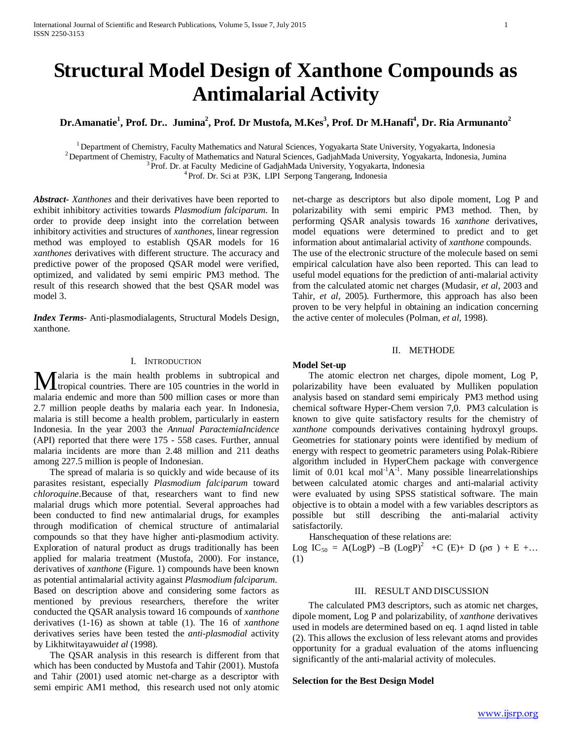# Structural Model Design of Xanthone Compounds as Antimalarial Activity

**Dr.Amanatie[1], Prof. Dr.. Jumina[2], Prof. Dr Mustofa, M.Kes[3], Prof. Dr M.Hanafi[4], Dr. Ria Armunanto[2]**

[1] Department of Chemistry, Faculty Mathematics and Natural Sciences, Yogyakarta State University, Yogyakarta, Indonesia
[2] Department of Chemistry, Faculty of Mathematics and Natural Sciences, GadjahMada University, Yogyakarta, Indonesia, Jumina
[3] Prof. Dr. at Faculty Medicine of GadjahMada University, Yogyakarta, Indonesia
[4] Prof. Dr. Sci at P3K, LIPI Serpong Tangerang, Indonesia

***Abstract-*** *Xanthones* and their derivatives have been reported to exhibit inhibitory activities towards *Plasmodium falciparum*. In order to provide deep insight into the correlation between inhibitory activities and structures of *xanthones*, linear regression method was employed to establish QSAR models for 16 *xanthones* derivatives with different structure. The accuracy and predictive power of the proposed QSAR model were verified, optimized, and validated by semi empiric PM3 method. The result of this research showed that the best QSAR model was model 3.

***Index Terms*-** Anti-plasmodialagents, Structural Models Design, xanthone.

## I. Introduction

Malaria is the main health problems in subtropical and tropical countries. There are 105 countries in the world in malaria endemic and more than 500 million cases or more than 2.7 million people deaths by malaria each year. In Indonesia, malaria is still become a health problem, particularly in eastern Indonesia. In the year 2003 the *Annual ParactemiaIncidence* (API) reported that there were 175 - 558 cases. Further, annual malaria incidents are more than 2.48 million and 211 deaths among 227.5 million is people of Indonesian.

The spread of malaria is so quickly and wide because of its parasites resistant, especially *Plasmodium falciparum* toward *chloroquine*.Because of that, researchers want to find new malarial drugs which more potential. Several approaches had been conducted to find new antimalarial drugs, for examples through modification of chemical structure of antimalarial compounds so that they have higher anti-plasmodium activity. Exploration of natural product as drugs traditionally has been applied for malaria treatment (Mustofa, 2000). For instance, derivatives of *xanthone* (Figure. 1) compounds have been known as potential antimalarial activity against *Plasmodium falciparum*. Based on description above and considering some factors as mentioned by previous researchers, therefore the writer conducted the QSAR analysis toward 16 compounds of *xanthone* derivatives (1-16) as shown at table (1). The 16 of *xanthone* derivatives series have been tested the *anti-plasmodial* activity by Likhitwitayawuid*et al* (1998).

The QSAR analysis in this research is different from that which has been conducted by Mustofa and Tahir (2001). Mustofa and Tahir (2001) used atomic net-charge as a descriptor with semi empiric AM1 method, this research used not only atomic net-charge as descriptors but also dipole moment, Log P and polarizability with semi empiric PM3 method. Then, by performing QSAR analysis towards 16 *xanthone* derivatives, model equations were determined to predict and to get information about antimalarial activity of *xanthone* compounds.

The use of the electronic structure of the molecule based on semi empirical calculation have also been reported. This can lead to useful model equations for the prediction of anti-malarial activity from the calculated atomic net charges (Mudasir, *et al*, 2003 and Tahir, *et al*, 2005). Furthermore, this approach has also been proven to be very helpful in obtaining an indication concerning the active center of molecules (Polman, *et al*, 1998).

## II. Methode

**Model Set-up**

The atomic electron net charges, dipole moment, Log P, polarizability have been evaluated by Mulliken population analysis based on standard semi empiricaly PM3 method using chemical software Hyper-Chem version 7,0. PM3 calculation is known to give quite satisfactory results for the chemistry of *xanthone* compounds derivatives containing hydroxyl groups. Geometries for stationary points were identified by medium of energy with respect to geometric parameters using Polak-Ribiere algorithm included in HyperChem package with convergence limit of 0.01 kcal $mol^{-1}Å^{-1}$. Many possible linearrelationships between calculated atomic charges and anti-malarial activity were evaluated by using SPSS statistical software. The main objective is to obtain a model with a few variables descriptors as possible but still describing the anti-malarial activity satisfactorily.

Hanschequation of these relations are:

$$\text{Log } IC_{50} = A(\text{LogP}) - B\,(\text{LogP})^2 + C\,(E) + D\,(\rho\sigma) + E + \ldots \quad (1)$$

## III. Result and Discussion

The calculated PM3 descriptors, such as atomic net charges, dipole moment, Log P and polarizability, of *xanthone* derivatives used in models are determined based on eq. 1 aqnd listed in table (2). This allows the exclusion of less relevant atoms and provides opportunity for a gradual evaluation of the atoms influencing significantly of the anti-malarial activity of molecules.

**Selection for the Best Design Model**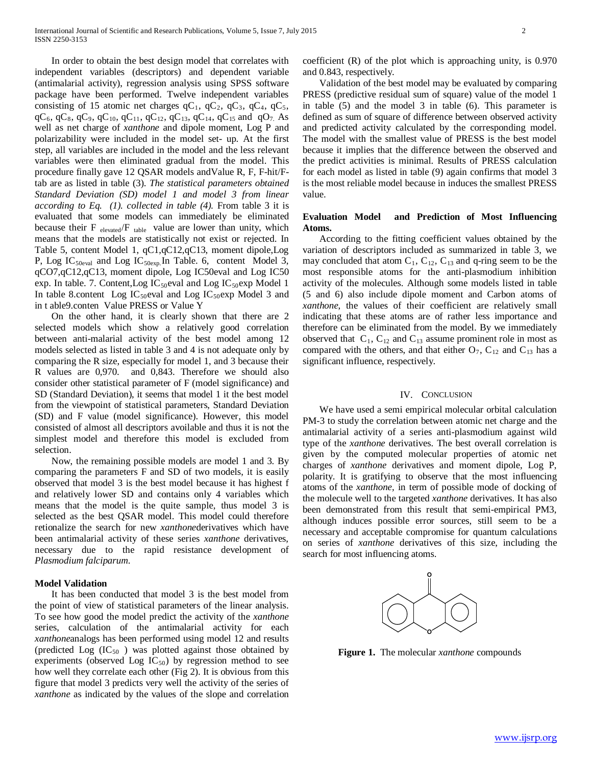In order to obtain the best design model that correlates with independent variables (descriptors) and dependent variable (antimalarial activity), regression analysis using SPSS software package have been performed. Twelve independent variables consisting of 15 atomic net charges $qC_1$, $qC_2$, $qC_3$, $qC_4$, $qC_5$, $qC_6$, $qC_8$, $qC_9$, $qC_{10}$, $qC_{11}$, $qC_{12}$, $qC_{13}$, $qC_{14}$, $qC_{15}$ and $qO_7$. As well as net charge of *xanthone* and dipole moment, Log P and polarizability were included in the model set- up. At the first step, all variables are included in the model and the less relevant variables were then eliminated gradual from the model. This procedure finally gave 12 QSAR models andValue R, F, F-hit/F-tab are as listed in table (3). *The statistical parameters obtained Standard Deviation (SD) model 1 and model 3 from linear according to Eq. (1). collected in table (4).* From table 3 it is evaluated that some models can immediately be eliminated because their $F_{elevated}/F_{table}$ value are lower than unity, which means that the models are statistically not exist or rejected. In Table 5, content Model 1, qC1,qC12,qC13, moment dipole,Log P, Log $IC_{50eval}$ and Log $IC_{50exp}$.In Table. 6, content Model 3, qCO7,qC12,qC13, moment dipole, Log IC50eval and Log IC50 exp. In table. 7. Content,Log $IC_{50}$eval and Log $IC_{50}$exp Model 1 In table 8.content Log $IC_{50}$eval and Log $IC_{50}$exp Model 3 and in t able9.conten Value PRESS or Value Y

On the other hand, it is clearly shown that there are 2 selected models which show a relatively good correlation between anti-malarial activity of the best model among 12 models selected as listed in table 3 and 4 is not adequate only by comparing the R size, especially for model 1, and 3 because their R values are 0,970. and 0,843. Therefore we should also consider other statistical parameter of F (model significance) and SD (Standard Deviation), it seems that model 1 it the best model from the viewpoint of statistical parameters, Standard Deviation (SD) and F value (model significance). However, this model consisted of almost all descriptors avoilable and thus it is not the simplest model and therefore this model is excluded from selection.

Now, the remaining possible models are model 1 and 3. By comparing the parameters F and SD of two models, it is easily observed that model 3 is the best model because it has highest f and relatively lower SD and contains only 4 variables which means that the model is the quite sample, thus model 3 is selected as the best QSAR model. This model could therefore retionalize the search for new *xanthone*derivatives which have been antimalarial activity of these series *xanthone* derivatives, necessary due to the rapid resistance development of *Plasmodium falciparum.*

## Model Validation

It has been conducted that model 3 is the best model from the point of view of statistical parameters of the linear analysis. To see how good the model predict the activity of the *xanthone* series, calculation of the antimalarial activity for each *xanthone*analogs has been performed using model 12 and results (predicted Log ($IC_{50}$ ) was plotted against those obtained by experiments (observed Log $IC_{50}$) by regression method to see how well they correlate each other (Fig 2). It is obvious from this figure that model 3 predicts very well the activity of the series of *xanthone* as indicated by the values of the slope and correlation coefficient (R) of the plot which is approaching unity, is 0.970 and 0.843, respectively.

Validation of the best model may be evaluated by comparing PRESS (predictive residual sum of square) value of the model 1 in table (5) and the model 3 in table (6). This parameter is defined as sum of square of difference between observed activity and predicted activity calculated by the corresponding model. The model with the smallest value of PRESS is the best model because it implies that the difference between the observed and the predict activities is minimal. Results of PRESS calculation for each model as listed in table (9) again confirms that model 3 is the most reliable model because in induces the smallest PRESS value.

## Evaluation Model and Prediction of Most Influencing Atoms.

According to the fitting coefficient values obtained by the variation of descriptors included as summarized in table 3, we may concluded that atom $C_1$, $C_{12}$, $C_{13}$ and q-ring seem to be the most responsible atoms for the anti-plasmodium inhibition activity of the molecules. Although some models listed in table (5 and 6) also include dipole moment and Carbon atoms of *xanthone*, the values of their coefficient are relatively small indicating that these atoms are of rather less importance and therefore can be eliminated from the model. By we immediately observed that $C_1$, $C_{12}$ and $C_{13}$ assume prominent role in most as compared with the others, and that either $O_7$, $C_{12}$ and $C_{13}$ has a significant influence, respectively.

# IV. Conclusion

We have used a semi empirical molecular orbital calculation PM-3 to study the correlation between atomic net charge and the antimalarial activity of a series anti-plasmodium against wild type of the *xanthone* derivatives. The best overall correlation is given by the computed molecular properties of atomic net charges of *xanthone* derivatives and moment dipole, Log P, polarity. It is gratifying to observe that the most influencing atoms of the *xanthone*, in term of possible mode of docking of the molecule well to the targeted *xanthone* derivatives. It has also been demonstrated from this result that semi-empirical PM3, although induces possible error sources, still seem to be a necessary and acceptable compromise for quantum calculations on series of *xanthone* derivatives of this size, including the search for most influencing atoms.

**Figure 1.** The molecular *xanthone* compounds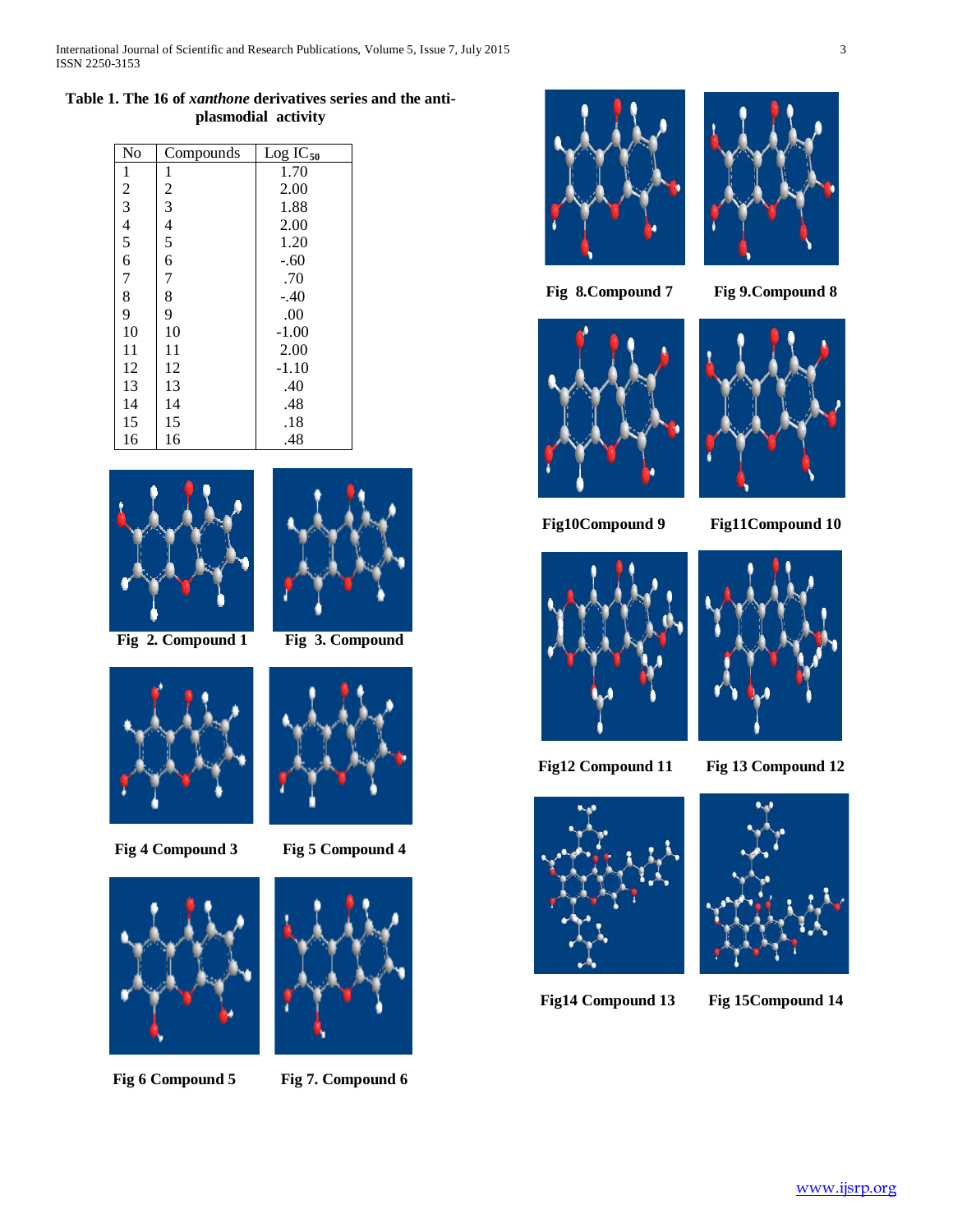**Table 1. The 16 of *xanthone* derivatives series and the anti-plasmodial activity**

| No | Compounds | Log $IC_{50}$ |
|---|---|---|
| 1 | 1 | 1.70 |
| 2 | 2 | 2.00 |
| 3 | 3 | 1.88 |
| 4 | 4 | 2.00 |
| 5 | 5 | 1.20 |
| 6 | 6 | -.60 |
| 7 | 7 | .70 |
| 8 | 8 | -.40 |
| 9 | 9 | .00 |
| 10 | 10 | -1.00 |
| 11 | 11 | 2.00 |
| 12 | 12 | -1.10 |
| 13 | 13 | .40 |
| 14 | 14 | .48 |
| 15 | 15 | .18 |
| 16 | 16 | .48 |

**Fig 2. Compound 1**

**Fig 3. Compound**

**Fig 4 Compound 3**

**Fig 5 Compound 4**

**Fig 6 Compound 5**

**Fig 7. Compound 6**

**Fig 8.Compound 7**

**Fig 9.Compound 8**

**Fig10Compound 9**

**Fig11Compound 10**

**Fig12 Compound 11**

**Fig 13 Compound 12**

**Fig14 Compound 13**

**Fig 15Compound 14**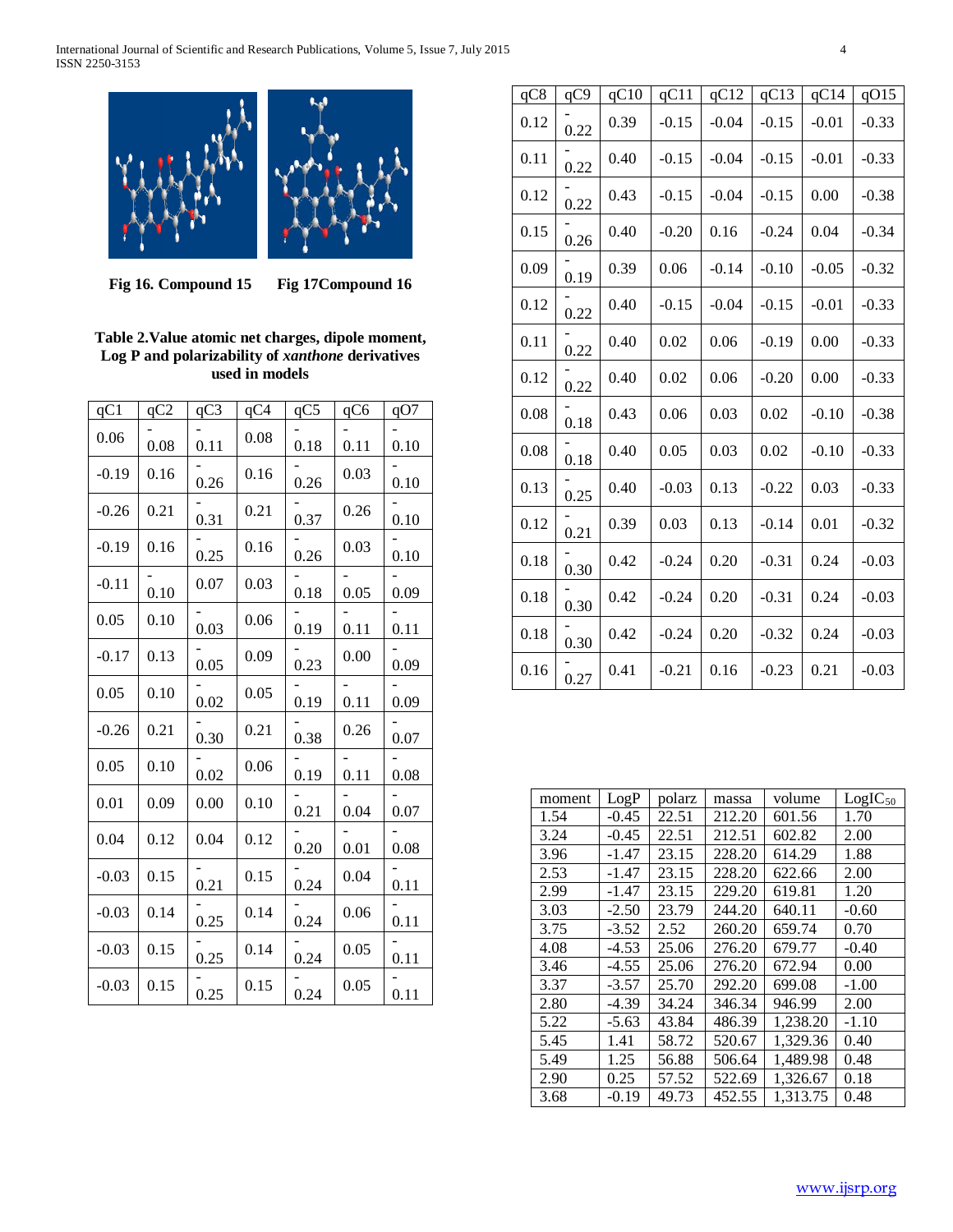Fig 16. Compound 15     Fig 17Compound 16

**Table 2.Value atomic net charges, dipole moment, Log P and polarizability of *xanthone* derivatives used in models**

| qC1 | qC2 | qC3 | qC4 | qC5 | qC6 | qO7 |
|---|---|---|---|---|---|---|
| 0.06 | -0.08 | -0.11 | 0.08 | -0.18 | -0.11 | -0.10 |
| -0.19 | 0.16 | -0.26 | 0.16 | -0.26 | 0.03 | -0.10 |
| -0.26 | 0.21 | -0.31 | 0.21 | -0.37 | 0.26 | -0.10 |
| -0.19 | 0.16 | -0.25 | 0.16 | -0.26 | 0.03 | -0.10 |
| -0.11 | -0.10 | 0.07 | 0.03 | -0.18 | -0.05 | -0.09 |
| 0.05 | 0.10 | -0.03 | 0.06 | -0.19 | -0.11 | -0.11 |
| -0.17 | 0.13 | -0.05 | 0.09 | -0.23 | 0.00 | -0.09 |
| 0.05 | 0.10 | -0.02 | 0.05 | -0.19 | -0.11 | -0.09 |
| -0.26 | 0.21 | -0.30 | 0.21 | -0.38 | 0.26 | -0.07 |
| 0.05 | 0.10 | -0.02 | 0.06 | -0.19 | -0.11 | -0.08 |
| 0.01 | 0.09 | 0.00 | 0.10 | -0.21 | -0.04 | -0.07 |
| 0.04 | 0.12 | 0.04 | 0.12 | -0.20 | -0.01 | -0.08 |
| -0.03 | 0.15 | -0.21 | 0.15 | -0.24 | 0.04 | -0.11 |
| -0.03 | 0.14 | -0.25 | 0.14 | -0.24 | 0.06 | -0.11 |
| -0.03 | 0.15 | -0.25 | 0.14 | -0.24 | 0.05 | -0.11 |
| -0.03 | 0.15 | -0.25 | 0.15 | -0.24 | 0.05 | -0.11 |

| qC8 | qC9 | qC10 | qC11 | qC12 | qC13 | qC14 | qO15 |
|---|---|---|---|---|---|---|---|
| 0.12 | -0.22 | 0.39 | -0.15 | -0.04 | -0.15 | -0.01 | -0.33 |
| 0.11 | -0.22 | 0.40 | -0.15 | -0.04 | -0.15 | -0.01 | -0.33 |
| 0.12 | -0.22 | 0.43 | -0.15 | -0.04 | -0.15 | 0.00 | -0.38 |
| 0.15 | -0.26 | 0.40 | -0.20 | 0.16 | -0.24 | 0.04 | -0.34 |
| 0.09 | -0.19 | 0.39 | 0.06 | -0.14 | -0.10 | -0.05 | -0.32 |
| 0.12 | -0.22 | 0.40 | -0.15 | -0.04 | -0.15 | -0.01 | -0.33 |
| 0.11 | -0.22 | 0.40 | 0.02 | 0.06 | -0.19 | 0.00 | -0.33 |
| 0.12 | -0.22 | 0.40 | 0.02 | 0.06 | -0.20 | 0.00 | -0.33 |
| 0.08 | -0.18 | 0.43 | 0.06 | 0.03 | 0.02 | -0.10 | -0.38 |
| 0.08 | -0.18 | 0.40 | 0.05 | 0.03 | 0.02 | -0.10 | -0.33 |
| 0.13 | -0.25 | 0.40 | -0.03 | 0.13 | -0.22 | 0.03 | -0.33 |
| 0.12 | -0.21 | 0.39 | 0.03 | 0.13 | -0.14 | 0.01 | -0.32 |
| 0.18 | -0.30 | 0.42 | -0.24 | 0.20 | -0.31 | 0.24 | -0.03 |
| 0.18 | -0.30 | 0.42 | -0.24 | 0.20 | -0.31 | 0.24 | -0.03 |
| 0.18 | -0.30 | 0.42 | -0.24 | 0.20 | -0.32 | 0.24 | -0.03 |
| 0.16 | -0.27 | 0.41 | -0.21 | 0.16 | -0.23 | 0.21 | -0.03 |

| moment | LogP | polarz | massa | volume | $LogIC_{50}$ |
|---|---|---|---|---|---|
| 1.54 | -0.45 | 22.51 | 212.20 | 601.56 | 1.70 |
| 3.24 | -0.45 | 22.51 | 212.51 | 602.82 | 2.00 |
| 3.96 | -1.47 | 23.15 | 228.20 | 614.29 | 1.88 |
| 2.53 | -1.47 | 23.15 | 228.20 | 622.66 | 2.00 |
| 2.99 | -1.47 | 23.15 | 229.20 | 619.81 | 1.20 |
| 3.03 | -2.50 | 23.79 | 244.20 | 640.11 | -0.60 |
| 3.75 | -3.52 | 2.52 | 260.20 | 659.74 | 0.70 |
| 4.08 | -4.53 | 25.06 | 276.20 | 679.77 | -0.40 |
| 3.46 | -4.55 | 25.06 | 276.20 | 672.94 | 0.00 |
| 3.37 | -3.57 | 25.70 | 292.20 | 699.08 | -1.00 |
| 2.80 | -4.39 | 34.24 | 346.34 | 946.99 | 2.00 |
| 5.22 | -5.63 | 43.84 | 486.39 | 1,238.20 | -1.10 |
| 5.45 | 1.41 | 58.72 | 520.67 | 1,329.36 | 0.40 |
| 5.49 | 1.25 | 56.88 | 506.64 | 1,489.98 | 0.48 |
| 2.90 | 0.25 | 57.52 | 522.69 | 1,326.67 | 0.18 |
| 3.68 | -0.19 | 49.73 | 452.55 | 1,313.75 | 0.48 |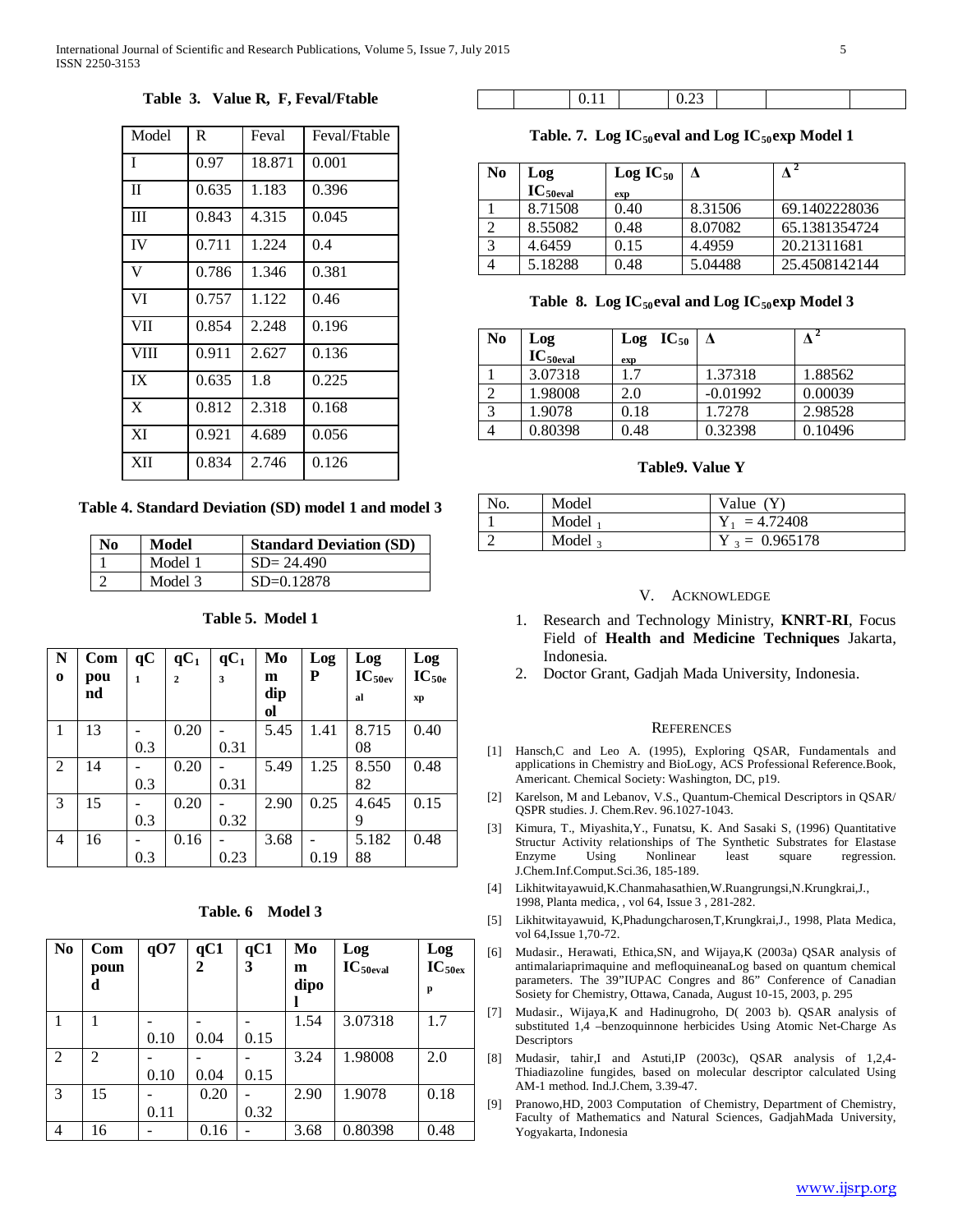**Table 3. Value R, F, Feval/Ftable**

| Model | R | Feval | Feval/Ftable |
|---|---|---|---|
| I | 0.97 | 18.871 | 0.001 |
| II | 0.635 | 1.183 | 0.396 |
| III | 0.843 | 4.315 | 0.045 |
| IV | 0.711 | 1.224 | 0.4 |
| V | 0.786 | 1.346 | 0.381 |
| VI | 0.757 | 1.122 | 0.46 |
| VII | 0.854 | 2.248 | 0.196 |
| VIII | 0.911 | 2.627 | 0.136 |
| IX | 0.635 | 1.8 | 0.225 |
| X | 0.812 | 2.318 | 0.168 |
| XI | 0.921 | 4.689 | 0.056 |
| XII | 0.834 | 2.746 | 0.126 |

**Table 4. Standard Deviation (SD) model 1 and model 3**

| No | Model | Standard Deviation (SD) |
|---|---|---|
| 1 | Model 1 | SD= 24.490 |
| 2 | Model 3 | SD=0.12878 |

**Table 5. Model 1**

| No | Compound | $qC_1$ | $qC_2$ | $qC_3$ | Mom dipol | Log P | Log $IC_{50eval}$ | Log $IC_{50exp}$ |
|---|---|---|---|---|---|---|---|---|
| 1 | 13 | -0.3 | 0.20 | -0.31 | 5.45 | 1.41 | 8.71508 | 0.40 |
| 2 | 14 | -0.3 | 0.20 | -0.31 | 5.49 | 1.25 | 8.55082 | 0.48 |
| 3 | 15 | -0.3 | 0.20 | -0.32 | 2.90 | 0.25 | 4.6459 | 0.15 |
| 4 | 16 | -0.3 | 0.16 | -0.23 | 3.68 | -0.19 | 5.18288 | 0.48 |

**Table. 6 Model 3**

| No | Compound | qO7 | qC12 | qC13 | Mom dipol | Log $IC_{50eval}$ | Log $IC_{50exp}$ |
|---|---|---|---|---|---|---|---|
| 1 | 1 | -0.10 | -0.04 | -0.15 | 1.54 | 3.07318 | 1.7 |
| 2 | 2 | -0.10 | -0.04 | -0.15 | 3.24 | 1.98008 | 2.0 |
| 3 | 15 | -0.11 | 0.20 | -0.32 | 2.90 | 1.9078 | 0.18 |
| 4 | 16 | -0.11 | 0.16 | -0.23 | 3.68 | 0.80398 | 0.48 |

**Table. 7. Log $IC_{50}$eval and Log $IC_{50}$exp Model 1**

| No | Log $IC_{50eval}$ | Log $IC_{50}$ exp | $\Delta$ | $\Delta^2$ |
|---|---|---|---|---|
| 1 | 8.71508 | 0.40 | 8.31506 | 69.1402228036 |
| 2 | 8.55082 | 0.48 | 8.07082 | 65.1381354724 |
| 3 | 4.6459 | 0.15 | 4.4959 | 20.21311681 |
| 4 | 5.18288 | 0.48 | 5.04488 | 25.4508142144 |

**Table 8. Log $IC_{50}$eval and Log $IC_{50}$exp Model 3**

| No | Log $IC_{50eval}$ | Log $IC_{50}$ exp | $\Delta$ | $\Delta^2$ |
|---|---|---|---|---|
| 1 | 3.07318 | 1.7 | 1.37318 | 1.88562 |
| 2 | 1.98008 | 2.0 | -0.01992 | 0.00039 |
| 3 | 1.9078 | 0.18 | 1.7278 | 2.98528 |
| 4 | 0.80398 | 0.48 | 0.32398 | 0.10496 |

**Table9. Value Y**

| No. | Model | Value (Y) |
|---|---|---|
| 1 | Model $_1$ | $Y_1 = 4.72408$ |
| 2 | Model $_3$ | $Y_3 = 0.965178$ |

## V. Acknowledge

1. Research and Technology Ministry, **KNRT-RI**, Focus Field of **Health and Medicine Techniques** Jakarta, Indonesia.
2. Doctor Grant, Gadjah Mada University, Indonesia.

## References

[1] Hansch,C and Leo A. (1995), Exploring QSAR, Fundamentals and applications in Chemistry and BioLogy, ACS Professional Reference.Book, Americant. Chemical Society: Washington, DC, p19.

[2] Karelson, M and Lebanov, V.S., Quantum-Chemical Descriptors in QSAR/ QSPR studies. J. Chem.Rev. 96.1027-1043.

[3] Kimura, T., Miyashita,Y., Funatsu, K. And Sasaki S, (1996) Quantitative Structur Activity relationships of The Synthetic Substrates for Elastase Enzyme Using Nonlinear least square regression. J.Chem.Inf.Comput.Sci.36, 185-189.

[4] Likhitwitayawuid,K.Chanmahasathien,W.Ruangrungsi,N.Krungkrai,J., 1998, Planta medica, , vol 64, Issue 3 , 281-282.

[5] Likhitwitayawuid, K,Phadungcharosen,T,Krungkrai,J., 1998, Plata Medica, vol 64,Issue 1,70-72.

[6] Mudasir., Herawati, Ethica,SN, and Wijaya,K (2003a) QSAR analysis of antimalariaprimaquine and mefloquineanaLog based on quantum chemical parameters. The 39"IUPAC Congres and 86" Conference of Canadian Sosiety for Chemistry, Ottawa, Canada, August 10-15, 2003, p. 295

[7] Mudasir., Wijaya,K and Hadinugroho, D( 2003 b). QSAR analysis of substituted 1,4 –benzoquinnone herbicides Using Atomic Net-Charge As Descriptors

[8] Mudasir, tahir,I and Astuti,IP (2003c), QSAR analysis of 1,2,4-Thiadiazoline fungides, based on molecular descriptor calculated Using AM-1 method. Ind.J.Chem, 3.39-47.

[9] Pranowo,HD, 2003 Computation of Chemistry, Department of Chemistry, Faculty of Mathematics and Natural Sciences, GadjahMada University, Yogyakarta, Indonesia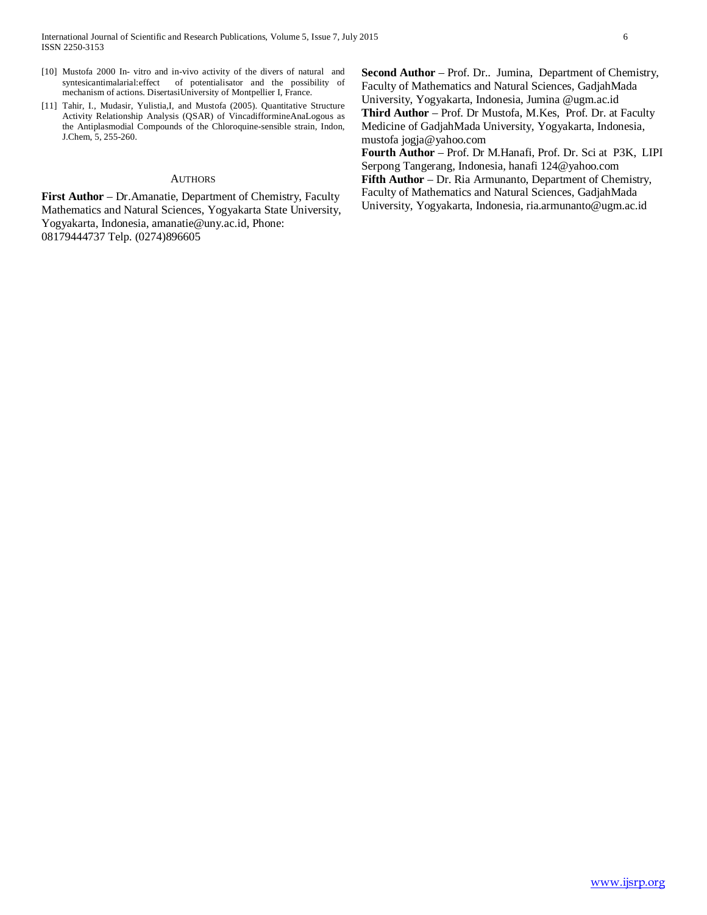[10] Mustofa 2000 In- vitro and in-vivo activity of the divers of natural and syntesicantimalarial:effect of potentialisator and the possibility of mechanism of actions. DisertasiUniversity of Montpellier I, France.

[11] Tahir, I., Mudasir, Yulistia,I, and Mustofa (2005). Quantitative Structure Activity Relationship Analysis (QSAR) of VincadifformineAnaLogous as the Antiplasmodial Compounds of the Chloroquine-sensible strain, Indon, J.Chem, 5, 255-260.

## AUTHORS

**First Author** – Dr.Amanatie, Department of Chemistry, Faculty Mathematics and Natural Sciences, Yogyakarta State University, Yogyakarta, Indonesia, amanatie@uny.ac.id, Phone: 08179444737 Telp. (0274)896605

**Second Author** – Prof. Dr.. Jumina, Department of Chemistry, Faculty of Mathematics and Natural Sciences, GadjahMada University, Yogyakarta, Indonesia, Jumina @ugm.ac.id

**Third Author** – Prof. Dr Mustofa, M.Kes, Prof. Dr. at Faculty Medicine of GadjahMada University, Yogyakarta, Indonesia, mustofa jogja@yahoo.com

**Fourth Author** – Prof. Dr M.Hanafi, Prof. Dr. Sci at P3K, LIPI Serpong Tangerang, Indonesia, hanafi 124@yahoo.com

**Fifth Author** – Dr. Ria Armunanto, Department of Chemistry, Faculty of Mathematics and Natural Sciences, GadjahMada University, Yogyakarta, Indonesia, ria.armunanto@ugm.ac.id